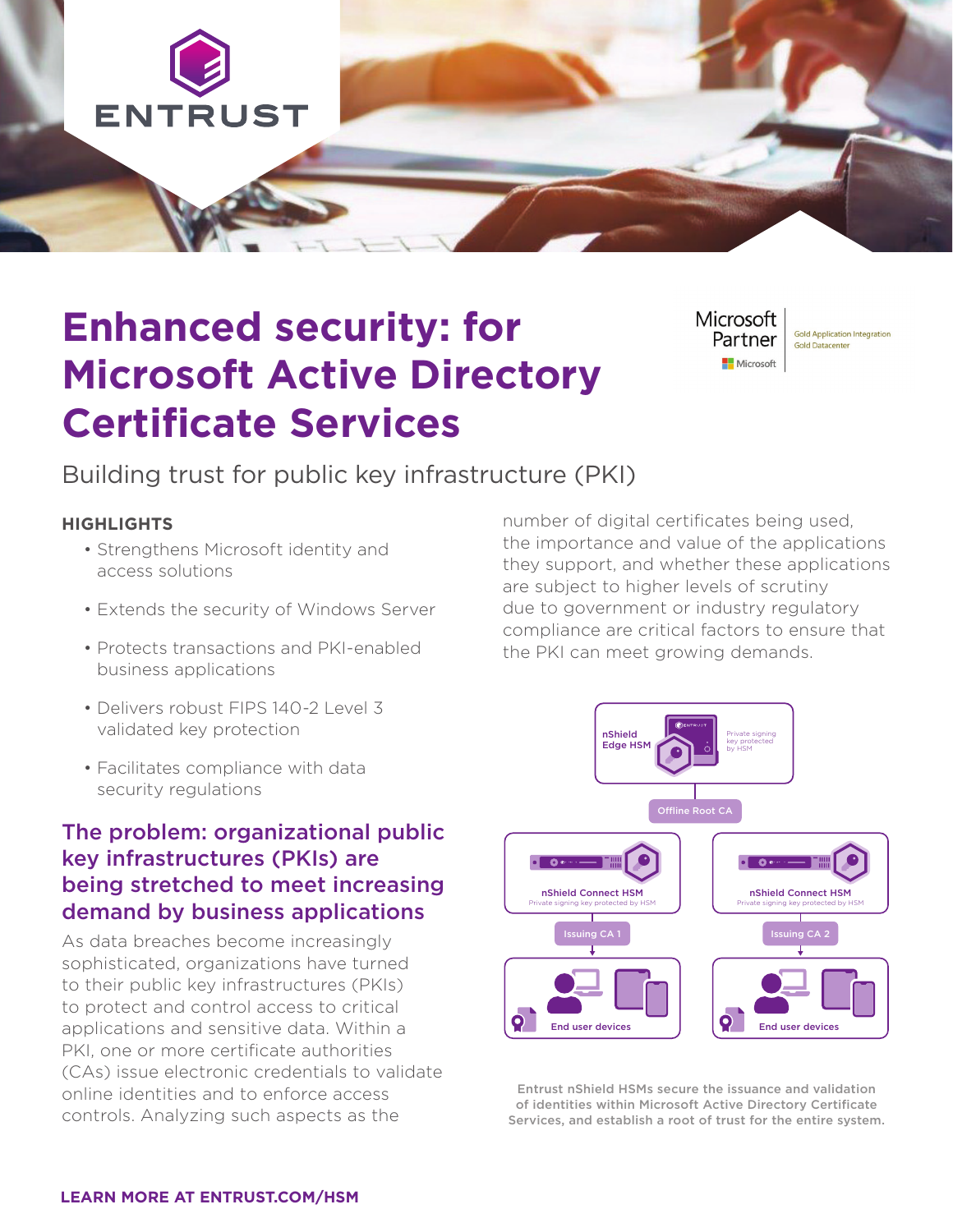# Enhanced security: for Microsoft Active Directory Certificate Services

Building trust for public key infrastructure (PKI)

**HIGHLIGHTS**

- Strengthens Microsoft identity and access solutions
- Extends the security of Windows Server
- Protects transactions and PKI-enabled business applications
- Delivers robust FIPS 140-2 Level 3 validated key protection
- Facilitates compliance with data security regulations

## The problem: organizational public key infrastructures (PKIs) are being stretched to meet increasing demand by business applications

As data breaches become increasingly sophisticated, organizations have turned to their public key infrastructures (PKIs) to protect and control access to critical applications and sensitive data. Within a PKI, one or more certificate authorities (CAs) issue electronic credentials to validate online identities and to enforce access controls. Analyzing such aspects as the number of digital certificates being used, the importance and value of the applications they support, and whether these applications are subject to higher levels of scrutiny due to government or industry regulatory compliance are critical factors to ensure that the PKI can meet growing demands.

Entrust nShield HSMs secure the issuance and validation of identities within Microsoft Active Directory Certificate Services, and establish a root of trust for the entire system.

**LEARN MORE AT ENTRUST.COM/HSM**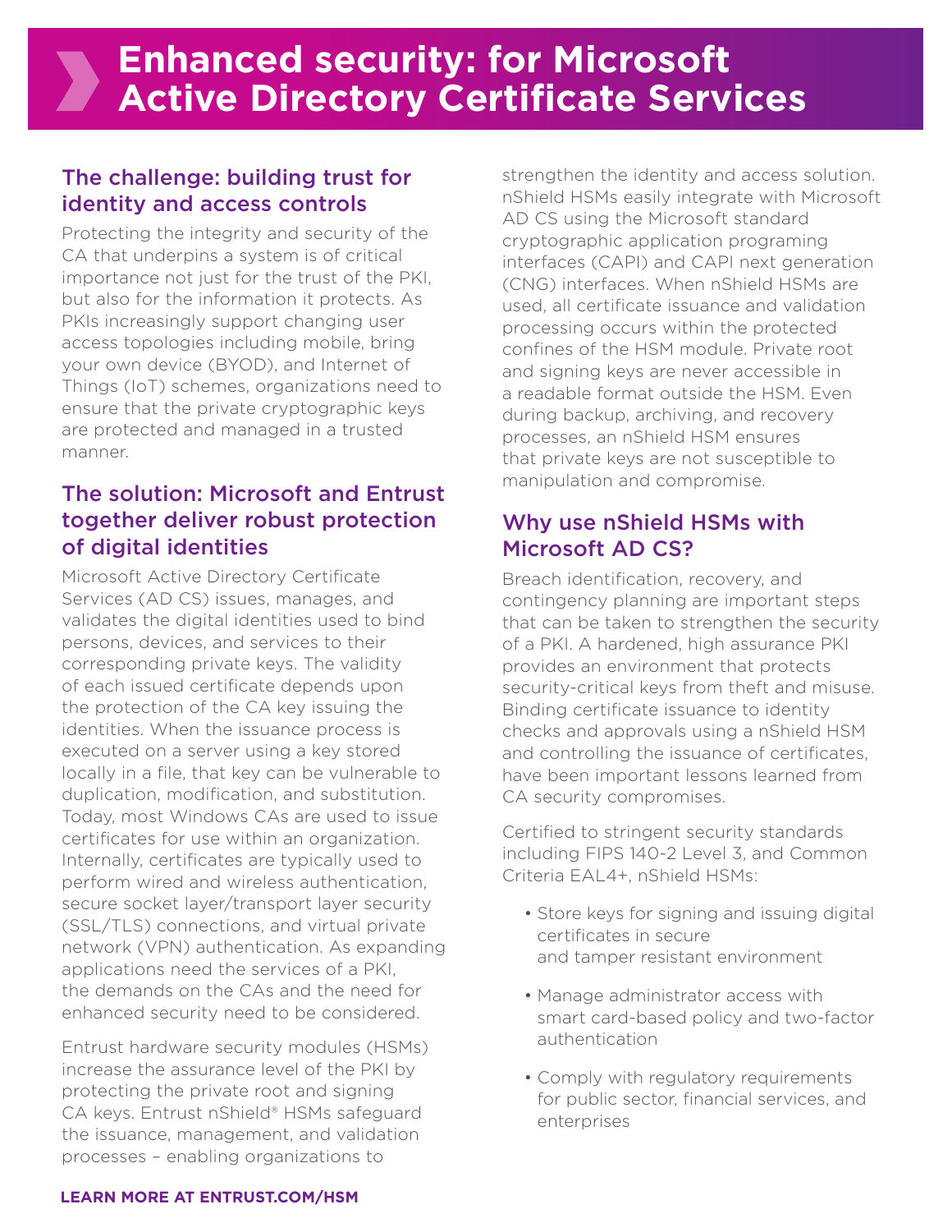# Enhanced security: for Microsoft Active Directory Certificate Services

## The challenge: building trust for identity and access controls

Protecting the integrity and security of the CA that underpins a system is of critical importance not just for the trust of the PKI, but also for the information it protects. As PKIs increasingly support changing user access topologies including mobile, bring your own device (BYOD), and Internet of Things (IoT) schemes, organizations need to ensure that the private cryptographic keys are protected and managed in a trusted manner.

## The solution: Microsoft and Entrust together deliver robust protection of digital identities

Microsoft Active Directory Certificate Services (AD CS) issues, manages, and validates the digital identities used to bind persons, devices, and services to their corresponding private keys. The validity of each issued certificate depends upon the protection of the CA key issuing the identities. When the issuance process is executed on a server using a key stored locally in a file, that key can be vulnerable to duplication, modification, and substitution. Today, most Windows CAs are used to issue certificates for use within an organization. Internally, certificates are typically used to perform wired and wireless authentication, secure socket layer/transport layer security (SSL/TLS) connections, and virtual private network (VPN) authentication. As expanding applications need the services of a PKI, the demands on the CAs and the need for enhanced security need to be considered.

Entrust hardware security modules (HSMs) increase the assurance level of the PKI by protecting the private root and signing CA keys. Entrust nShield® HSMs safeguard the issuance, management, and validation processes – enabling organizations to strengthen the identity and access solution. nShield HSMs easily integrate with Microsoft AD CS using the Microsoft standard cryptographic application programing interfaces (CAPI) and CAPI next generation (CNG) interfaces. When nShield HSMs are used, all certificate issuance and validation processing occurs within the protected confines of the HSM module. Private root and signing keys are never accessible in a readable format outside the HSM. Even during backup, archiving, and recovery processes, an nShield HSM ensures that private keys are not susceptible to manipulation and compromise.

## Why use nShield HSMs with Microsoft AD CS?

Breach identification, recovery, and contingency planning are important steps that can be taken to strengthen the security of a PKI. A hardened, high assurance PKI provides an environment that protects security-critical keys from theft and misuse. Binding certificate issuance to identity checks and approvals using a nShield HSM and controlling the issuance of certificates, have been important lessons learned from CA security compromises.

Certified to stringent security standards including FIPS 140-2 Level 3, and Common Criteria EAL4+, nShield HSMs:

- Store keys for signing and issuing digital certificates in secure and tamper resistant environment
- Manage administrator access with smart card-based policy and two-factor authentication
- Comply with regulatory requirements for public sector, financial services, and enterprises

**LEARN MORE AT ENTRUST.COM/HSM**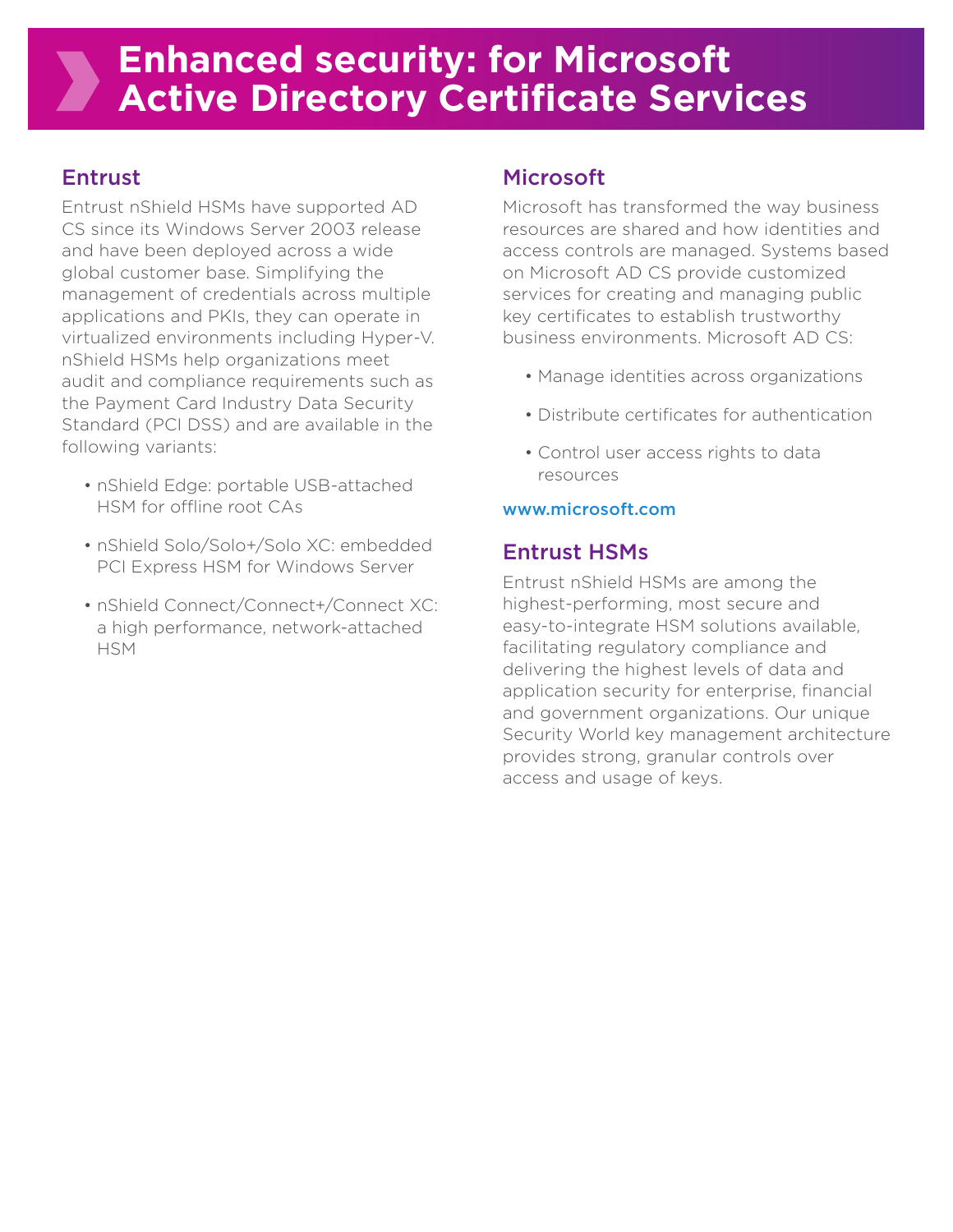# Enhanced security: for Microsoft Active Directory Certificate Services

## Entrust

Entrust nShield HSMs have supported AD CS since its Windows Server 2003 release and have been deployed across a wide global customer base. Simplifying the management of credentials across multiple applications and PKIs, they can operate in virtualized environments including Hyper-V. nShield HSMs help organizations meet audit and compliance requirements such as the Payment Card Industry Data Security Standard (PCI DSS) and are available in the following variants:

- nShield Edge: portable USB-attached HSM for offline root CAs
- nShield Solo/Solo+/Solo XC: embedded PCI Express HSM for Windows Server
- nShield Connect/Connect+/Connect XC: a high performance, network-attached HSM

## Microsoft

Microsoft has transformed the way business resources are shared and how identities and access controls are managed. Systems based on Microsoft AD CS provide customized services for creating and managing public key certificates to establish trustworthy business environments. Microsoft AD CS:

- Manage identities across organizations
- Distribute certificates for authentication
- Control user access rights to data resources

www.microsoft.com

## Entrust HSMs

Entrust nShield HSMs are among the highest-performing, most secure and easy-to-integrate HSM solutions available, facilitating regulatory compliance and delivering the highest levels of data and application security for enterprise, financial and government organizations. Our unique Security World key management architecture provides strong, granular controls over access and usage of keys.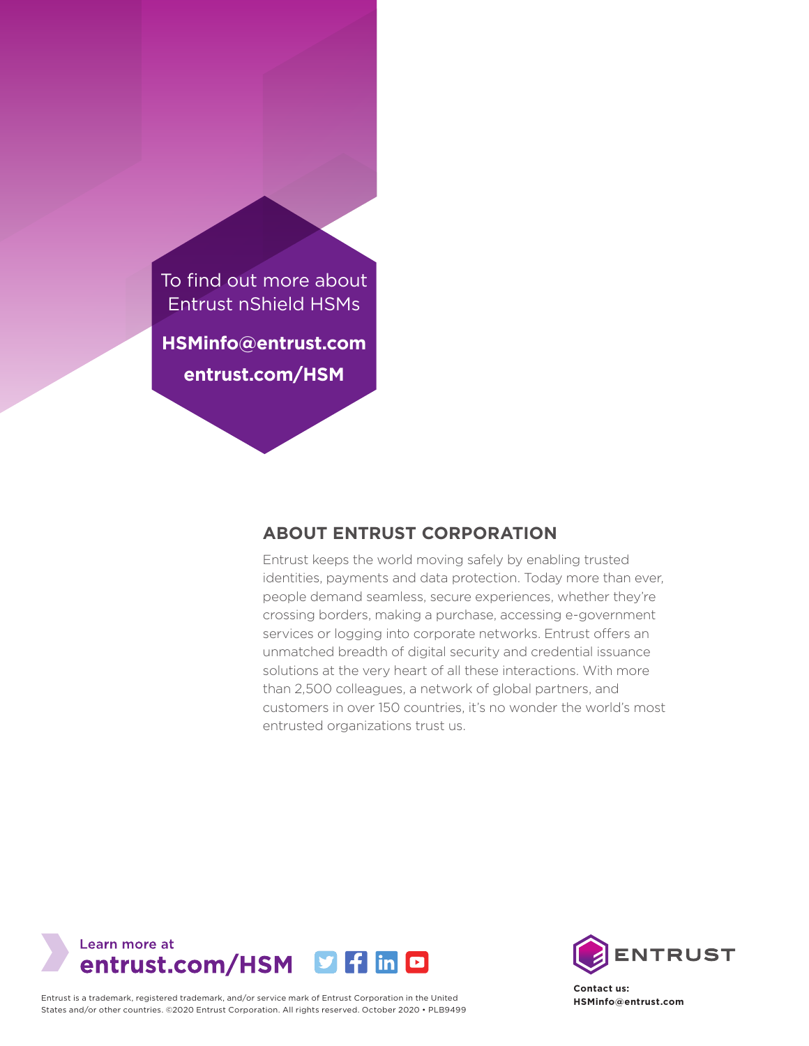To find out more about Entrust nShield HSMs

**HSMinfo@entrust.com**

**entrust.com/HSM**

## ABOUT ENTRUST CORPORATION

Entrust keeps the world moving safely by enabling trusted identities, payments and data protection. Today more than ever, people demand seamless, secure experiences, whether they're crossing borders, making a purchase, accessing e-government services or logging into corporate networks. Entrust offers an unmatched breadth of digital security and credential issuance solutions at the very heart of all these interactions. With more than 2,500 colleagues, a network of global partners, and customers in over 150 countries, it's no wonder the world's most entrusted organizations trust us.

Learn more at
**entrust.com/HSM**

ENTRUST

**Contact us:**
**HSMinfo@entrust.com**

Entrust is a trademark, registered trademark, and/or service mark of Entrust Corporation in the United States and/or other countries. ©2020 Entrust Corporation. All rights reserved. October 2020 • PLB9499